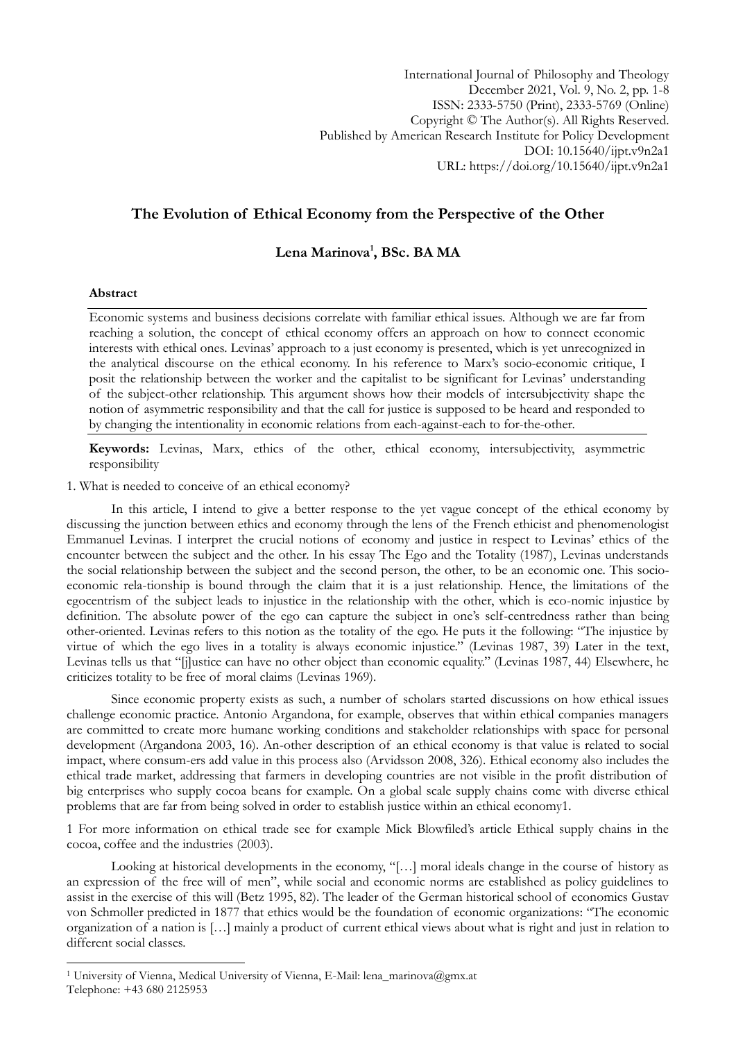International Journal of Philosophy and Theology
December 2021, Vol. 9, No. 2, pp. 1-8
ISSN: 2333-5750 (Print), 2333-5769 (Online)
Copyright © The Author(s). All Rights Reserved.
Published by American Research Institute for Policy Development
DOI: 10.15640/ijpt.v9n2a1
URL: https://doi.org/10.15640/ijpt.v9n2a1

# The Evolution of Ethical Economy from the Perspective of the Other

**Lena Marinova[1], BSc. BA MA**

**Abstract**

Economic systems and business decisions correlate with familiar ethical issues. Although we are far from reaching a solution, the concept of ethical economy offers an approach on how to connect economic interests with ethical ones. Levinas' approach to a just economy is presented, which is yet unrecognized in the analytical discourse on the ethical economy. In his reference to Marx's socio-economic critique, I posit the relationship between the worker and the capitalist to be significant for Levinas' understanding of the subject-other relationship. This argument shows how their models of intersubjectivity shape the notion of asymmetric responsibility and that the call for justice is supposed to be heard and responded to by changing the intentionality in economic relations from each-against-each to for-the-other.

**Keywords:** Levinas, Marx, ethics of the other, ethical economy, intersubjectivity, asymmetric responsibility

1. What is needed to conceive of an ethical economy?

In this article, I intend to give a better response to the yet vague concept of the ethical economy by discussing the junction between ethics and economy through the lens of the French ethicist and phenomenologist Emmanuel Levinas. I interpret the crucial notions of economy and justice in respect to Levinas' ethics of the encounter between the subject and the other. In his essay The Ego and the Totality (1987), Levinas understands the social relationship between the subject and the second person, the other, to be an economic one. This socio-economic rela-tionship is bound through the claim that it is a just relationship. Hence, the limitations of the egocentrism of the subject leads to injustice in the relationship with the other, which is eco-nomic injustice by definition. The absolute power of the ego can capture the subject in one's self-centredness rather than being other-oriented. Levinas refers to this notion as the totality of the ego. He puts it the following: "The injustice by virtue of which the ego lives in a totality is always economic injustice." (Levinas 1987, 39) Later in the text, Levinas tells us that "[j]ustice can have no other object than economic equality." (Levinas 1987, 44) Elsewhere, he criticizes totality to be free of moral claims (Levinas 1969).

Since economic property exists as such, a number of scholars started discussions on how ethical issues challenge economic practice. Antonio Argandona, for example, observes that within ethical companies managers are committed to create more humane working conditions and stakeholder relationships with space for personal development (Argandona 2003, 16). An-other description of an ethical economy is that value is related to social impact, where consum-ers add value in this process also (Arvidsson 2008, 326). Ethical economy also includes the ethical trade market, addressing that farmers in developing countries are not visible in the profit distribution of big enterprises who supply cocoa beans for example. On a global scale supply chains come with diverse ethical problems that are far from being solved in order to establish justice within an ethical economy[1].

1 For more information on ethical trade see for example Mick Blowfiled's article Ethical supply chains in the cocoa, coffee and the industries (2003).

Looking at historical developments in the economy, "[…] moral ideals change in the course of history as an expression of the free will of men", while social and economic norms are established as policy guidelines to assist in the exercise of this will (Betz 1995, 82). The leader of the German historical school of economics Gustav von Schmoller predicted in 1877 that ethics would be the foundation of economic organizations: "The economic organization of a nation is […] mainly a product of current ethical views about what is right and just in relation to different social classes.

[1] University of Vienna, Medical University of Vienna, E-Mail: lena_marinova@gmx.at
Telephone: +43 680 2125953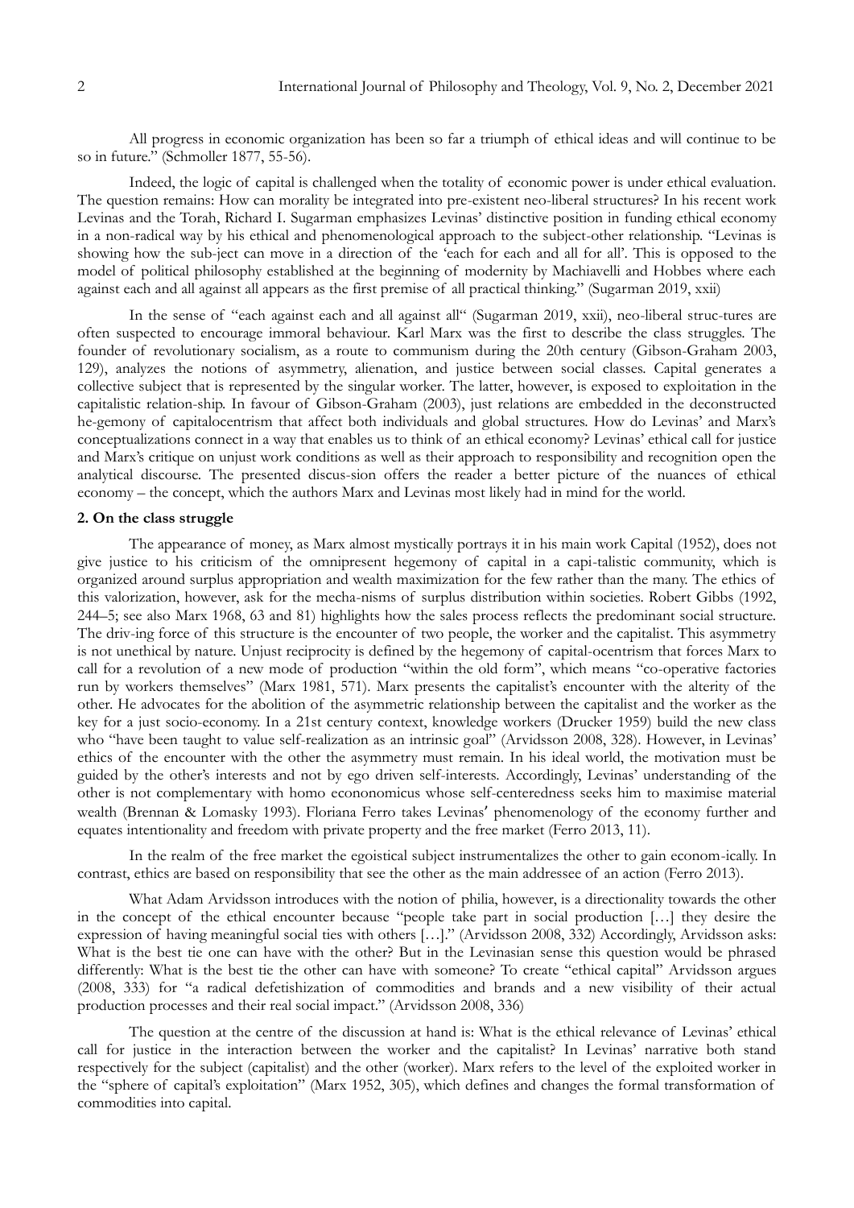All progress in economic organization has been so far a triumph of ethical ideas and will continue to be so in future." (Schmoller 1877, 55-56).

Indeed, the logic of capital is challenged when the totality of economic power is under ethical evaluation. The question remains: How can morality be integrated into pre-existent neo-liberal structures? In his recent work Levinas and the Torah, Richard I. Sugarman emphasizes Levinas' distinctive position in funding ethical economy in a non-radical way by his ethical and phenomenological approach to the subject-other relationship. "Levinas is showing how the sub-ject can move in a direction of the 'each for each and all for all'. This is opposed to the model of political philosophy established at the beginning of modernity by Machiavelli and Hobbes where each against each and all against all appears as the first premise of all practical thinking." (Sugarman 2019, xxii)

In the sense of "each against each and all against all" (Sugarman 2019, xxii), neo-liberal struc-tures are often suspected to encourage immoral behaviour. Karl Marx was the first to describe the class struggles. The founder of revolutionary socialism, as a route to communism during the 20th century (Gibson-Graham 2003, 129), analyzes the notions of asymmetry, alienation, and justice between social classes. Capital generates a collective subject that is represented by the singular worker. The latter, however, is exposed to exploitation in the capitalistic relation-ship. In favour of Gibson-Graham (2003), just relations are embedded in the deconstructed he-gemony of capitalocentrism that affect both individuals and global structures. How do Levinas' and Marx's conceptualizations connect in a way that enables us to think of an ethical economy? Levinas' ethical call for justice and Marx's critique on unjust work conditions as well as their approach to responsibility and recognition open the analytical discourse. The presented discus-sion offers the reader a better picture of the nuances of ethical economy – the concept, which the authors Marx and Levinas most likely had in mind for the world.

## 2. On the class struggle

The appearance of money, as Marx almost mystically portrays it in his main work Capital (1952), does not give justice to his criticism of the omnipresent hegemony of capital in a capi-talistic community, which is organized around surplus appropriation and wealth maximization for the few rather than the many. The ethics of this valorization, however, ask for the mecha-nisms of surplus distribution within societies. Robert Gibbs (1992, 244–5; see also Marx 1968, 63 and 81) highlights how the sales process reflects the predominant social structure. The driv-ing force of this structure is the encounter of two people, the worker and the capitalist. This asymmetry is not unethical by nature. Unjust reciprocity is defined by the hegemony of capital-ocentrism that forces Marx to call for a revolution of a new mode of production "within the old form", which means "co-operative factories run by workers themselves" (Marx 1981, 571). Marx presents the capitalist's encounter with the alterity of the other. He advocates for the abolition of the asymmetric relationship between the capitalist and the worker as the key for a just socio-economy. In a 21st century context, knowledge workers (Drucker 1959) build the new class who "have been taught to value self-realization as an intrinsic goal" (Arvidsson 2008, 328). However, in Levinas' ethics of the encounter with the other the asymmetry must remain. In his ideal world, the motivation must be guided by the other's interests and not by ego driven self-interests. Accordingly, Levinas' understanding of the other is not complementary with homo econonomicus whose self-centeredness seeks him to maximise material wealth (Brennan & Lomasky 1993). Floriana Ferro takes Levinas' phenomenology of the economy further and equates intentionality and freedom with private property and the free market (Ferro 2013, 11).

In the realm of the free market the egoistical subject instrumentalizes the other to gain econom-ically. In contrast, ethics are based on responsibility that see the other as the main addressee of an action (Ferro 2013).

What Adam Arvidsson introduces with the notion of philia, however, is a directionality towards the other in the concept of the ethical encounter because "people take part in social production […] they desire the expression of having meaningful social ties with others […]." (Arvidsson 2008, 332) Accordingly, Arvidsson asks: What is the best tie one can have with the other? But in the Levinasian sense this question would be phrased differently: What is the best tie the other can have with someone? To create "ethical capital" Arvidsson argues (2008, 333) for "a radical defetishization of commodities and brands and a new visibility of their actual production processes and their real social impact." (Arvidsson 2008, 336)

The question at the centre of the discussion at hand is: What is the ethical relevance of Levinas' ethical call for justice in the interaction between the worker and the capitalist? In Levinas' narrative both stand respectively for the subject (capitalist) and the other (worker). Marx refers to the level of the exploited worker in the "sphere of capital's exploitation" (Marx 1952, 305), which defines and changes the formal transformation of commodities into capital.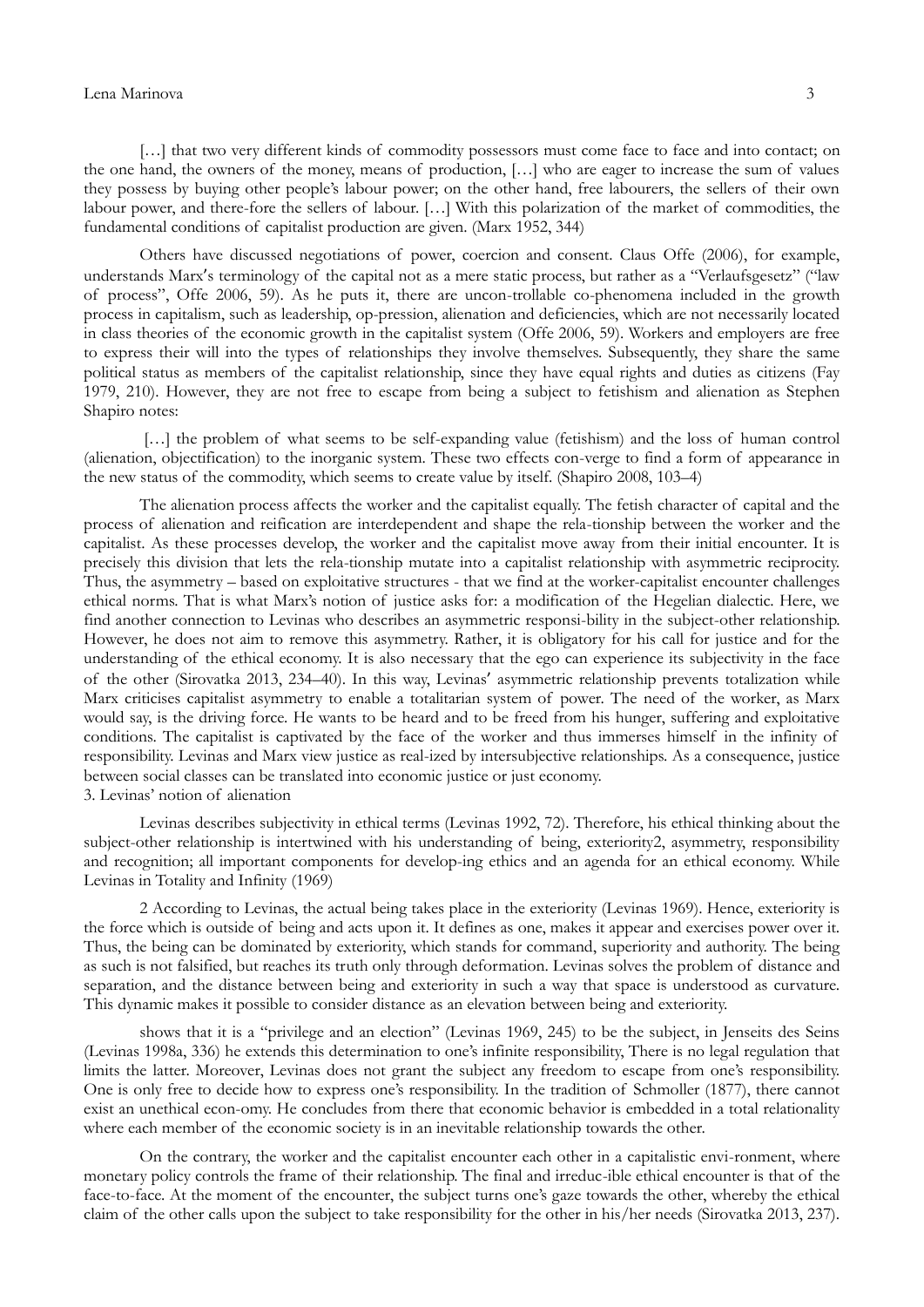> […] that two very different kinds of commodity possessors must come face to face and into contact; on the one hand, the owners of the money, means of production, […] who are eager to increase the sum of values they possess by buying other people's labour power; on the other hand, free labourers, the sellers of their own labour power, and there-fore the sellers of labour. […] With this polarization of the market of commodities, the fundamental conditions of capitalist production are given. (Marx 1952, 344)

Others have discussed negotiations of power, coercion and consent. Claus Offe (2006), for example, understands Marx′s terminology of the capital not as a mere static process, but rather as a "Verlaufsgesetz" ("law of process", Offe 2006, 59). As he puts it, there are uncon-trollable co-phenomena included in the growth process in capitalism, such as leadership, op-pression, alienation and deficiencies, which are not necessarily located in class theories of the economic growth in the capitalist system (Offe 2006, 59). Workers and employers are free to express their will into the types of relationships they involve themselves. Subsequently, they share the same political status as members of the capitalist relationship, since they have equal rights and duties as citizens (Fay 1979, 210). However, they are not free to escape from being a subject to fetishism and alienation as Stephen Shapiro notes:

> […] the problem of what seems to be self-expanding value (fetishism) and the loss of human control (alienation, objectification) to the inorganic system. These two effects con-verge to find a form of appearance in the new status of the commodity, which seems to create value by itself. (Shapiro 2008, 103–4)

The alienation process affects the worker and the capitalist equally. The fetish character of capital and the process of alienation and reification are interdependent and shape the rela-tionship between the worker and the capitalist. As these processes develop, the worker and the capitalist move away from their initial encounter. It is precisely this division that lets the rela-tionship mutate into a capitalist relationship with asymmetric reciprocity. Thus, the asymmetry – based on exploitative structures - that we find at the worker-capitalist encounter challenges ethical norms. That is what Marx's notion of justice asks for: a modification of the Hegelian dialectic. Here, we find another connection to Levinas who describes an asymmetric responsi-bility in the subject-other relationship. However, he does not aim to remove this asymmetry. Rather, it is obligatory for his call for justice and for the understanding of the ethical economy. It is also necessary that the ego can experience its subjectivity in the face of the other (Sirovatka 2013, 234–40). In this way, Levinas′ asymmetric relationship prevents totalization while Marx criticises capitalist asymmetry to enable a totalitarian system of power. The need of the worker, as Marx would say, is the driving force. He wants to be heard and to be freed from his hunger, suffering and exploitative conditions. The capitalist is captivated by the face of the worker and thus immerses himself in the infinity of responsibility. Levinas and Marx view justice as real-ized by intersubjective relationships. As a consequence, justice between social classes can be translated into economic justice or just economy.

## 3. Levinas' notion of alienation

Levinas describes subjectivity in ethical terms (Levinas 1992, 72). Therefore, his ethical thinking about the subject-other relationship is intertwined with his understanding of being, exteriority[2], asymmetry, responsibility and recognition; all important components for develop-ing ethics and an agenda for an ethical economy. While Levinas in Totality and Infinity (1969) shows that it is a "privilege and an election" (Levinas 1969, 245) to be the subject, in Jenseits des Seins (Levinas 1998a, 336) he extends this determination to one's infinite responsibility, There is no legal regulation that limits the latter. Moreover, Levinas does not grant the subject any freedom to escape from one's responsibility. One is only free to decide how to express one's responsibility. In the tradition of Schmoller (1877), there cannot exist an unethical econ-omy. He concludes from there that economic behavior is embedded in a total relationality where each member of the economic society is in an inevitable relationship towards the other.

On the contrary, the worker and the capitalist encounter each other in a capitalistic envi-ronment, where monetary policy controls the frame of their relationship. The final and irreduc-ible ethical encounter is that of the face-to-face. At the moment of the encounter, the subject turns one's gaze towards the other, whereby the ethical claim of the other calls upon the subject to take responsibility for the other in his/her needs (Sirovatka 2013, 237).

[2] According to Levinas, the actual being takes place in the exteriority (Levinas 1969). Hence, exteriority is the force which is outside of being and acts upon it. It defines as one, makes it appear and exercises power over it. Thus, the being can be dominated by exteriority, which stands for command, superiority and authority. The being as such is not falsified, but reaches its truth only through deformation. Levinas solves the problem of distance and separation, and the distance between being and exteriority in such a way that space is understood as curvature. This dynamic makes it possible to consider distance as an elevation between being and exteriority.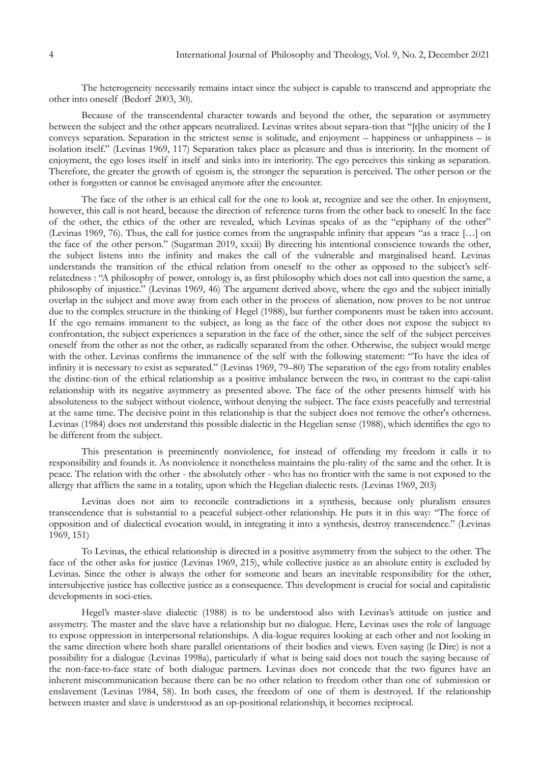The heterogeneity necessarily remains intact since the subject is capable to transcend and appropriate the other into oneself (Bedorf 2003, 30).

Because of the transcendental character towards and beyond the other, the separation or asymmetry between the subject and the other appears neutralized. Levinas writes about separa-tion that "[t]he unicity of the I conveys separation. Separation in the strictest sense is solitude, and enjoyment – happiness or unhappiness – is isolation itself." (Levinas 1969, 117) Separation takes place as pleasure and thus is interiority. In the moment of enjoyment, the ego loses itself in itself and sinks into its interiority. The ego perceives this sinking as separation. Therefore, the greater the growth of egoism is, the stronger the separation is perceived. The other person or the other is forgotten or cannot be envisaged anymore after the encounter.

The face of the other is an ethical call for the one to look at, recognize and see the other. In enjoyment, however, this call is not heard, because the direction of reference turns from the other back to oneself. In the face of the other, the ethics of the other are revealed, which Levinas speaks of as the "epiphany of the other" (Levinas 1969, 76). Thus, the call for justice comes from the ungraspable infinity that appears "as a trace […] on the face of the other person." (Sugarman 2019, xxxii) By directing his intentional conscience towards the other, the subject listens into the infinity and makes the call of the vulnerable and marginalised heard. Levinas understands the transition of the ethical relation from oneself to the other as opposed to the subject's self-relatedness : "A philosophy of power, ontology is, as first philosophy which does not call into question the same, a philosophy of injustice." (Levinas 1969, 46) The argument derived above, where the ego and the subject initially overlap in the subject and move away from each other in the process of alienation, now proves to be not untrue due to the complex structure in the thinking of Hegel (1988), but further components must be taken into account. If the ego remains immanent to the subject, as long as the face of the other does not expose the subject to confrontation, the subject experiences a separation in the face of the other, since the self of the subject perceives oneself from the other as not the other, as radically separated from the other. Otherwise, the subject would merge with the other. Levinas confirms the immanence of the self with the following statement: "To have the idea of infinity it is necessary to exist as separated." (Levinas 1969, 79–80) The separation of the ego from totality enables the distinc-tion of the ethical relationship as a positive imbalance between the two, in contrast to the capi-talist relationship with its negative asymmetry as presented above. The face of the other presents himself with his absoluteness to the subject without violence, without denying the subject. The face exists peacefully and terrestrial at the same time. The decisive point in this relationship is that the subject does not remove the other's otherness. Levinas (1984) does not understand this possible dialectic in the Hegelian sense (1988), which identifies the ego to be different from the subject.

This presentation is preeminently nonviolence, for instead of offending my freedom it calls it to responsibility and founds it. As nonviolence it nonetheless maintains the plu-rality of the same and the other. It is peace. The relation with the other - the absolutely other - who has no frontier with the same is not exposed to the allergy that afflicts the same in a totality, upon which the Hegelian dialectic rests. (Levinas 1969, 203)

Levinas does not aim to reconcile contradictions in a synthesis, because only pluralism ensures transcendence that is substantial to a peaceful subject-other relationship. He puts it in this way: "The force of opposition and of dialectical evocation would, in integrating it into a synthesis, destroy transcendence." (Levinas 1969, 151)

To Levinas, the ethical relationship is directed in a positive asymmetry from the subject to the other. The face of the other asks for justice (Levinas 1969, 215), while collective justice as an absolute entity is excluded by Levinas. Since the other is always the other for someone and bears an inevitable responsibility for the other, intersubjective justice has collective justice as a consequence. This development is crucial for social and capitalistic developments in soci-eties.

Hegel's master-slave dialectic (1988) is to be understood also with Levinas's attitude on justice and assymetry. The master and the slave have a relationship but no dialogue. Here, Levinas uses the role of language to expose oppression in interpersonal relationships. A dia-logue requires looking at each other and not looking in the same direction where both share parallel orientations of their bodies and views. Even saying (le Dire) is not a possibility for a dialogue (Levinas 1998a), particularly if what is being said does not touch the saying because of the non-face-to-face state of both dialogue partners. Levinas does not concede that the two figures have an inherent miscommunication because there can be no other relation to freedom other than one of submission or enslavement (Levinas 1984, 58). In both cases, the freedom of one of them is destroyed. If the relationship between master and slave is understood as an op-positional relationship, it becomes reciprocal.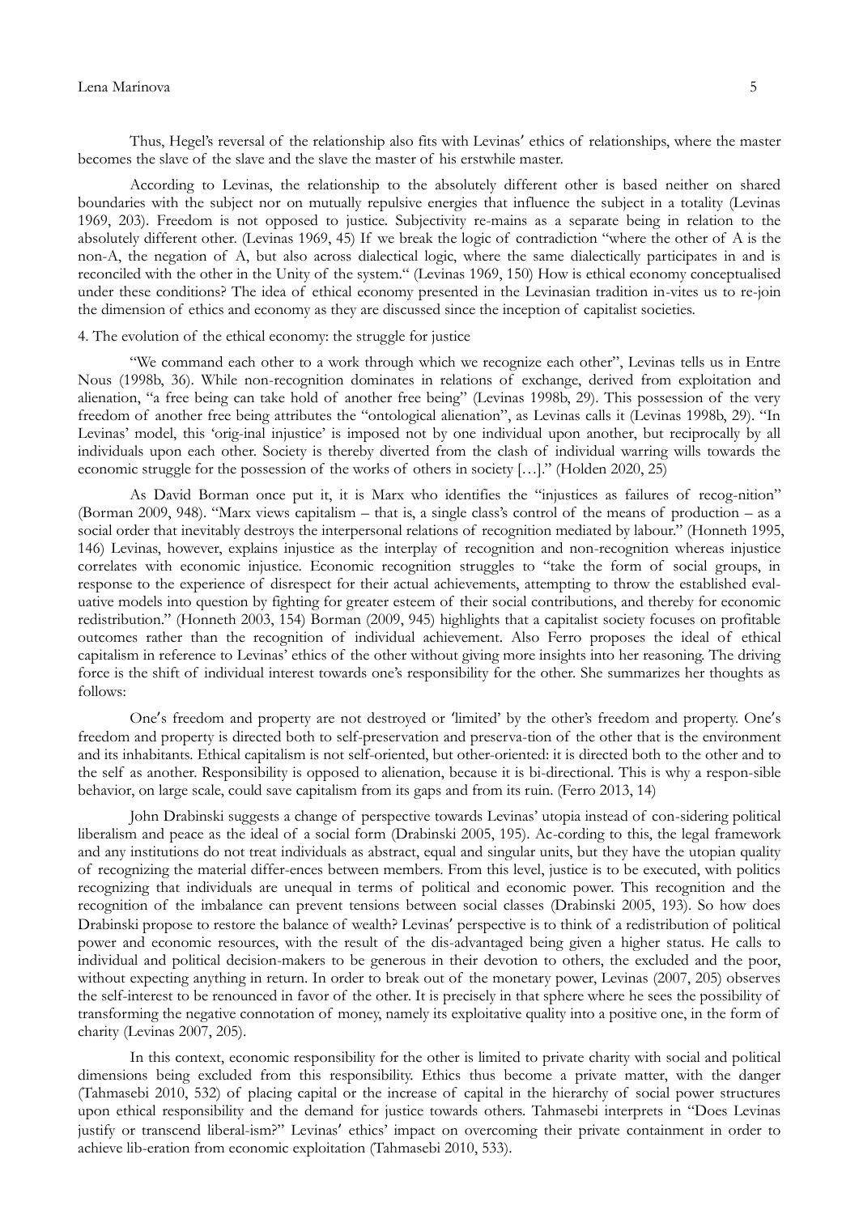Thus, Hegel's reversal of the relationship also fits with Levinas′ ethics of relationships, where the master becomes the slave of the slave and the slave the master of his erstwhile master.

According to Levinas, the relationship to the absolutely different other is based neither on shared boundaries with the subject nor on mutually repulsive energies that influence the subject in a totality (Levinas 1969, 203). Freedom is not opposed to justice. Subjectivity re-mains as a separate being in relation to the absolutely different other. (Levinas 1969, 45) If we break the logic of contradiction "where the other of A is the non-A, the negation of A, but also across dialectical logic, where the same dialectically participates in and is reconciled with the other in the Unity of the system." (Levinas 1969, 150) How is ethical economy conceptualised under these conditions? The idea of ethical economy presented in the Levinasian tradition in-vites us to re-join the dimension of ethics and economy as they are discussed since the inception of capitalist societies.

## 4. The evolution of the ethical economy: the struggle for justice

"We command each other to a work through which we recognize each other", Levinas tells us in Entre Nous (1998b, 36). While non-recognition dominates in relations of exchange, derived from exploitation and alienation, "a free being can take hold of another free being" (Levinas 1998b, 29). This possession of the very freedom of another free being attributes the "ontological alienation", as Levinas calls it (Levinas 1998b, 29). "In Levinas' model, this 'orig-inal injustice' is imposed not by one individual upon another, but reciprocally by all individuals upon each other. Society is thereby diverted from the clash of individual warring wills towards the economic struggle for the possession of the works of others in society […]." (Holden 2020, 25)

As David Borman once put it, it is Marx who identifies the "injustices as failures of recog-nition" (Borman 2009, 948). "Marx views capitalism – that is, a single class's control of the means of production – as a social order that inevitably destroys the interpersonal relations of recognition mediated by labour." (Honneth 1995, 146) Levinas, however, explains injustice as the interplay of recognition and non-recognition whereas injustice correlates with economic injustice. Economic recognition struggles to "take the form of social groups, in response to the experience of disrespect for their actual achievements, attempting to throw the established eval-uative models into question by fighting for greater esteem of their social contributions, and thereby for economic redistribution." (Honneth 2003, 154) Borman (2009, 945) highlights that a capitalist society focuses on profitable outcomes rather than the recognition of individual achievement. Also Ferro proposes the ideal of ethical capitalism in reference to Levinas' ethics of the other without giving more insights into her reasoning. The driving force is the shift of individual interest towards one's responsibility for the other. She summarizes her thoughts as follows:

> One′s freedom and property are not destroyed or ′limited' by the other's freedom and property. One′s freedom and property is directed both to self-preservation and preserva-tion of the other that is the environment and its inhabitants. Ethical capitalism is not self-oriented, but other-oriented: it is directed both to the other and to the self as another. Responsibility is opposed to alienation, because it is bi-directional. This is why a respon-sible behavior, on large scale, could save capitalism from its gaps and from its ruin. (Ferro 2013, 14)

John Drabinski suggests a change of perspective towards Levinas' utopia instead of con-sidering political liberalism and peace as the ideal of a social form (Drabinski 2005, 195). Ac-cording to this, the legal framework and any institutions do not treat individuals as abstract, equal and singular units, but they have the utopian quality of recognizing the material differ-ences between members. From this level, justice is to be executed, with politics recognizing that individuals are unequal in terms of political and economic power. This recognition and the recognition of the imbalance can prevent tensions between social classes (Drabinski 2005, 193). So how does Drabinski propose to restore the balance of wealth? Levinas′ perspective is to think of a redistribution of political power and economic resources, with the result of the dis-advantaged being given a higher status. He calls to individual and political decision-makers to be generous in their devotion to others, the excluded and the poor, without expecting anything in return. In order to break out of the monetary power, Levinas (2007, 205) observes the self-interest to be renounced in favor of the other. It is precisely in that sphere where he sees the possibility of transforming the negative connotation of money, namely its exploitative quality into a positive one, in the form of charity (Levinas 2007, 205).

In this context, economic responsibility for the other is limited to private charity with social and political dimensions being excluded from this responsibility. Ethics thus become a private matter, with the danger (Tahmasebi 2010, 532) of placing capital or the increase of capital in the hierarchy of social power structures upon ethical responsibility and the demand for justice towards others. Tahmasebi interprets in "Does Levinas justify or transcend liberal-ism?" Levinas′ ethics' impact on overcoming their private containment in order to achieve lib-eration from economic exploitation (Tahmasebi 2010, 533).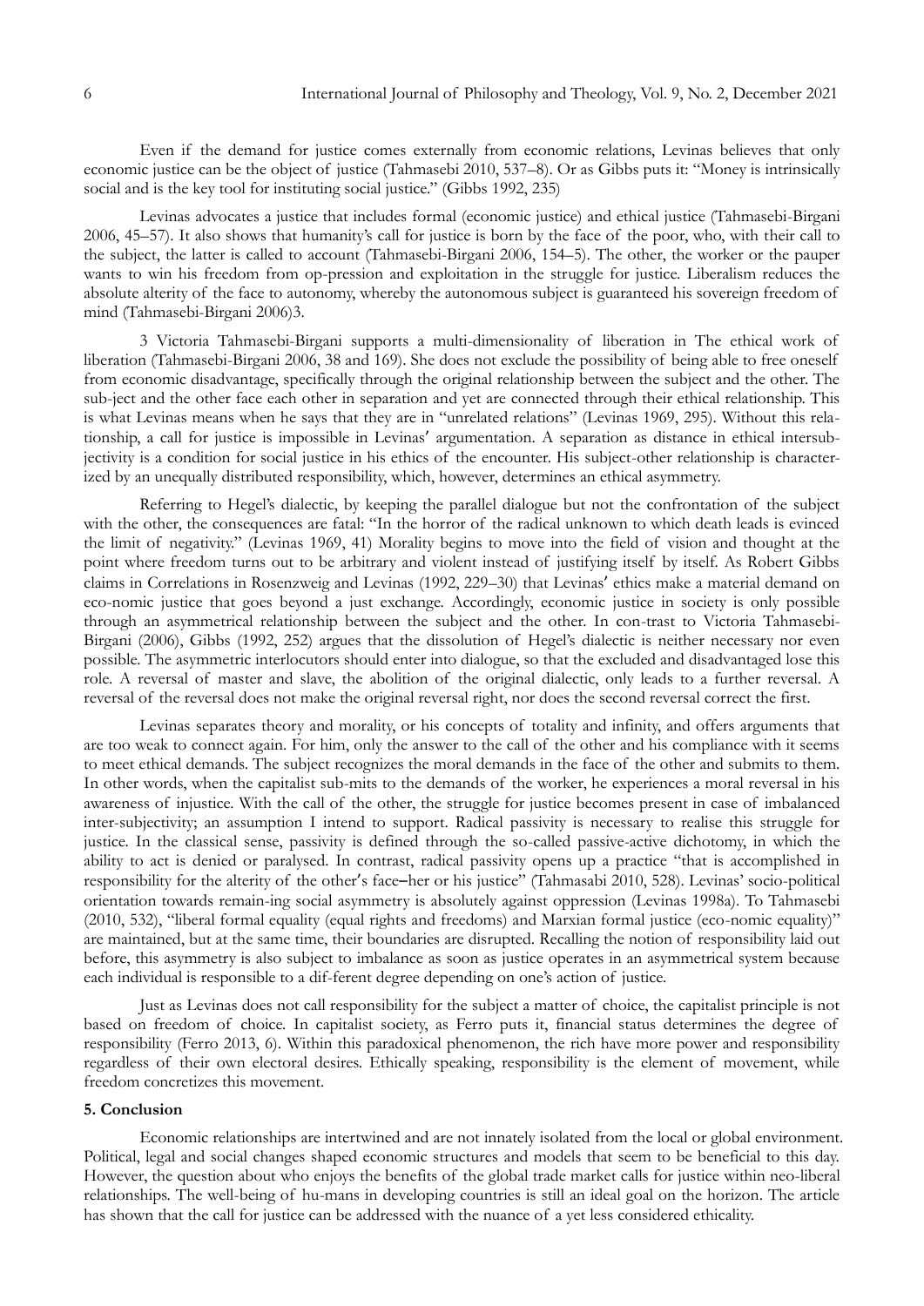Even if the demand for justice comes externally from economic relations, Levinas believes that only economic justice can be the object of justice (Tahmasebi 2010, 537–8). Or as Gibbs puts it: "Money is intrinsically social and is the key tool for instituting social justice." (Gibbs 1992, 235)

Levinas advocates a justice that includes formal (economic justice) and ethical justice (Tahmasebi-Birgani 2006, 45–57). It also shows that humanity's call for justice is born by the face of the poor, who, with their call to the subject, the latter is called to account (Tahmasebi-Birgani 2006, 154–5). The other, the worker or the pauper wants to win his freedom from op-pression and exploitation in the struggle for justice. Liberalism reduces the absolute alterity of the face to autonomy, whereby the autonomous subject is guaranteed his sovereign freedom of mind (Tahmasebi-Birgani 2006)3.

3 Victoria Tahmasebi-Birgani supports a multi-dimensionality of liberation in The ethical work of liberation (Tahmasebi-Birgani 2006, 38 and 169). She does not exclude the possibility of being able to free oneself from economic disadvantage, specifically through the original relationship between the subject and the other. The sub-ject and the other face each other in separation and yet are connected through their ethical relationship. This is what Levinas means when he says that they are in "unrelated relations" (Levinas 1969, 295). Without this relationship, a call for justice is impossible in Levinas′ argumentation. A separation as distance in ethical intersubjectivity is a condition for social justice in his ethics of the encounter. His subject-other relationship is characterized by an unequally distributed responsibility, which, however, determines an ethical asymmetry.

Referring to Hegel's dialectic, by keeping the parallel dialogue but not the confrontation of the subject with the other, the consequences are fatal: "In the horror of the radical unknown to which death leads is evinced the limit of negativity." (Levinas 1969, 41) Morality begins to move into the field of vision and thought at the point where freedom turns out to be arbitrary and violent instead of justifying itself by itself. As Robert Gibbs claims in Correlations in Rosenzweig and Levinas (1992, 229–30) that Levinas′ ethics make a material demand on eco-nomic justice that goes beyond a just exchange. Accordingly, economic justice in society is only possible through an asymmetrical relationship between the subject and the other. In con-trast to Victoria Tahmasebi-Birgani (2006), Gibbs (1992, 252) argues that the dissolution of Hegel's dialectic is neither necessary nor even possible. The asymmetric interlocutors should enter into dialogue, so that the excluded and disadvantaged lose this role. A reversal of master and slave, the abolition of the original dialectic, only leads to a further reversal. A reversal of the reversal does not make the original reversal right, nor does the second reversal correct the first.

Levinas separates theory and morality, or his concepts of totality and infinity, and offers arguments that are too weak to connect again. For him, only the answer to the call of the other and his compliance with it seems to meet ethical demands. The subject recognizes the moral demands in the face of the other and submits to them. In other words, when the capitalist sub-mits to the demands of the worker, he experiences a moral reversal in his awareness of injustice. With the call of the other, the struggle for justice becomes present in case of imbalanced inter-subjectivity; an assumption I intend to support. Radical passivity is necessary to realise this struggle for justice. In the classical sense, passivity is defined through the so-called passive-active dichotomy, in which the ability to act is denied or paralysed. In contrast, radical passivity opens up a practice "that is accomplished in responsibility for the alterity of the other′s face–her or his justice" (Tahmasabi 2010, 528). Levinas' socio-political orientation towards remain-ing social asymmetry is absolutely against oppression (Levinas 1998a). To Tahmasebi (2010, 532), "liberal formal equality (equal rights and freedoms) and Marxian formal justice (eco-nomic equality)" are maintained, but at the same time, their boundaries are disrupted. Recalling the notion of responsibility laid out before, this asymmetry is also subject to imbalance as soon as justice operates in an asymmetrical system because each individual is responsible to a dif-ferent degree depending on one's action of justice.

Just as Levinas does not call responsibility for the subject a matter of choice, the capitalist principle is not based on freedom of choice. In capitalist society, as Ferro puts it, financial status determines the degree of responsibility (Ferro 2013, 6). Within this paradoxical phenomenon, the rich have more power and responsibility regardless of their own electoral desires. Ethically speaking, responsibility is the element of movement, while freedom concretizes this movement.

## 5. Conclusion

Economic relationships are intertwined and are not innately isolated from the local or global environment. Political, legal and social changes shaped economic structures and models that seem to be beneficial to this day. However, the question about who enjoys the benefits of the global trade market calls for justice within neo-liberal relationships. The well-being of hu-mans in developing countries is still an ideal goal on the horizon. The article has shown that the call for justice can be addressed with the nuance of a yet less considered ethicality.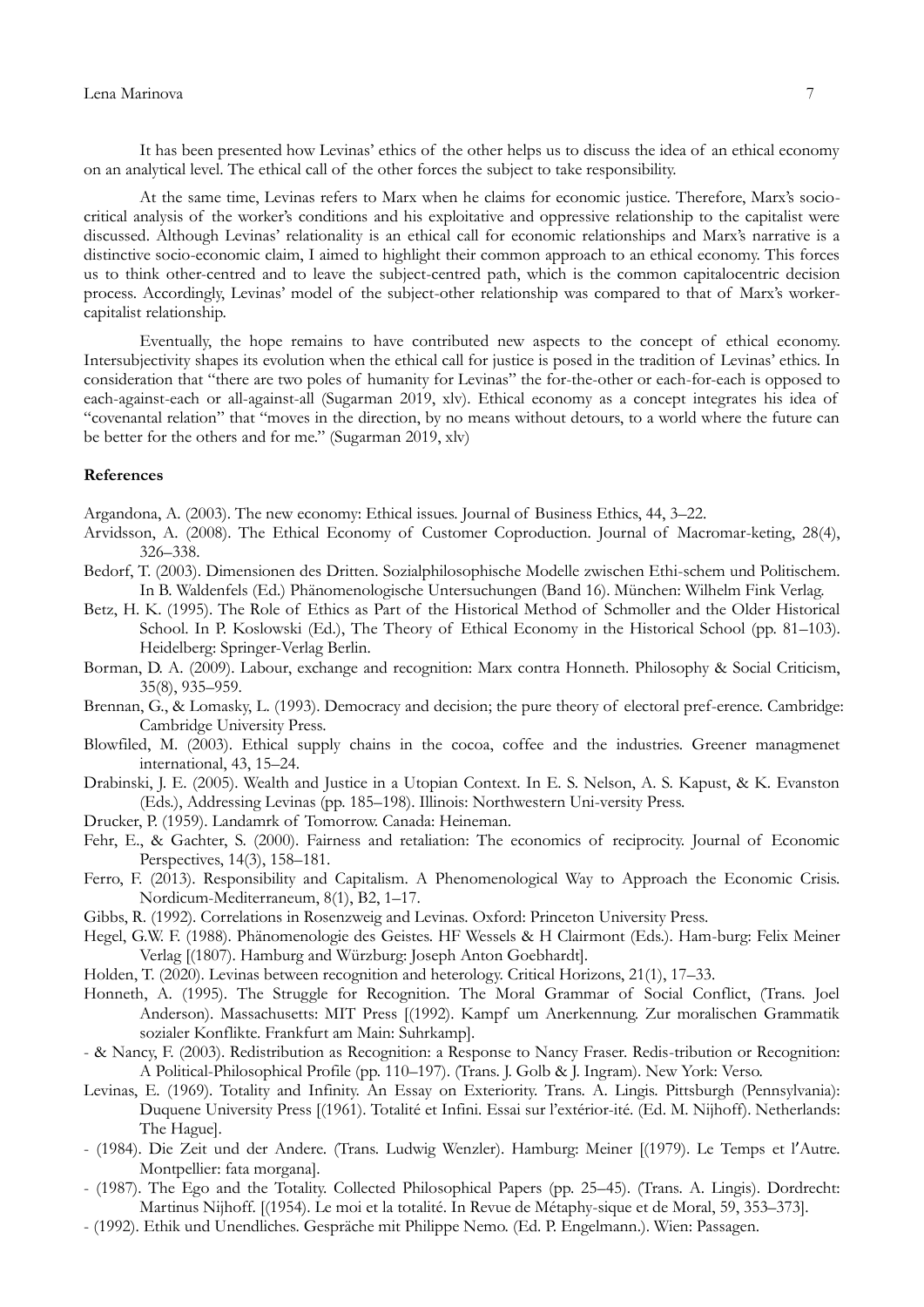It has been presented how Levinas' ethics of the other helps us to discuss the idea of an ethical economy on an analytical level. The ethical call of the other forces the subject to take responsibility.

At the same time, Levinas refers to Marx when he claims for economic justice. Therefore, Marx's socio-critical analysis of the worker's conditions and his exploitative and oppressive relationship to the capitalist were discussed. Although Levinas' relationality is an ethical call for economic relationships and Marx's narrative is a distinctive socio-economic claim, I aimed to highlight their common approach to an ethical economy. This forces us to think other-centred and to leave the subject-centred path, which is the common capitalocentric decision process. Accordingly, Levinas' model of the subject-other relationship was compared to that of Marx's worker-capitalist relationship.

Eventually, the hope remains to have contributed new aspects to the concept of ethical economy. Intersubjectivity shapes its evolution when the ethical call for justice is posed in the tradition of Levinas' ethics. In consideration that "there are two poles of humanity for Levinas" the for-the-other or each-for-each is opposed to each-against-each or all-against-all (Sugarman 2019, xlv). Ethical economy as a concept integrates his idea of "covenantal relation" that "moves in the direction, by no means without detours, to a world where the future can be better for the others and for me." (Sugarman 2019, xlv)

**References**

Argandona, A. (2003). The new economy: Ethical issues. Journal of Business Ethics, 44, 3–22.

Arvidsson, A. (2008). The Ethical Economy of Customer Coproduction. Journal of Macromar-keting, 28(4), 326–338.

Bedorf, T. (2003). Dimensionen des Dritten. Sozialphilosophische Modelle zwischen Ethi-schem und Politischem. In B. Waldenfels (Ed.) Phänomenologische Untersuchungen (Band 16). München: Wilhelm Fink Verlag.

Betz, H. K. (1995). The Role of Ethics as Part of the Historical Method of Schmoller and the Older Historical School. In P. Koslowski (Ed.), The Theory of Ethical Economy in the Historical School (pp. 81–103). Heidelberg: Springer-Verlag Berlin.

Borman, D. A. (2009). Labour, exchange and recognition: Marx contra Honneth. Philosophy & Social Criticism, 35(8), 935–959.

Brennan, G., & Lomasky, L. (1993). Democracy and decision; the pure theory of electoral pref-erence. Cambridge: Cambridge University Press.

Blowfiled, M. (2003). Ethical supply chains in the cocoa, coffee and the industries. Greener managmenet international, 43, 15–24.

Drabinski, J. E. (2005). Wealth and Justice in a Utopian Context. In E. S. Nelson, A. S. Kapust, & K. Evanston (Eds.), Addressing Levinas (pp. 185–198). Illinois: Northwestern Uni-versity Press.

Drucker, P. (1959). Landamrk of Tomorrow. Canada: Heineman.

Fehr, E., & Gachter, S. (2000). Fairness and retaliation: The economics of reciprocity. Journal of Economic Perspectives, 14(3), 158–181.

Ferro, F. (2013). Responsibility and Capitalism. A Phenomenological Way to Approach the Economic Crisis. Nordicum-Mediterraneum, 8(1), B2, 1–17.

Gibbs, R. (1992). Correlations in Rosenzweig and Levinas. Oxford: Princeton University Press.

Hegel, G.W. F. (1988). Phänomenologie des Geistes. HF Wessels & H Clairmont (Eds.). Ham-burg: Felix Meiner Verlag [(1807). Hamburg and Würzburg: Joseph Anton Goebhardt].

Holden, T. (2020). Levinas between recognition and heterology. Critical Horizons, 21(1), 17–33.

Honneth, A. (1995). The Struggle for Recognition. The Moral Grammar of Social Conflict, (Trans. Joel Anderson). Massachusetts: MIT Press [(1992). Kampf um Anerkennung. Zur moralischen Grammatik sozialer Konflikte. Frankfurt am Main: Suhrkamp].

- & Nancy, F. (2003). Redistribution as Recognition: a Response to Nancy Fraser. Redis-tribution or Recognition: A Political-Philosophical Profile (pp. 110–197). (Trans. J. Golb & J. Ingram). New York: Verso.

Levinas, E. (1969). Totality and Infinity. An Essay on Exteriority. Trans. A. Lingis. Pittsburgh (Pennsylvania): Duquene University Press [(1961). Totalité et Infini. Essai sur l'extérior-ité. (Ed. M. Nijhoff). Netherlands: The Hague].

- (1984). Die Zeit und der Andere. (Trans. Ludwig Wenzler). Hamburg: Meiner [(1979). Le Temps et l'Autre. Montpellier: fata morgana].

- (1987). The Ego and the Totality. Collected Philosophical Papers (pp. 25–45). (Trans. A. Lingis). Dordrecht: Martinus Nijhoff. [(1954). Le moi et la totalité. In Revue de Métaphy-sique et de Moral, 59, 353–373].

- (1992). Ethik und Unendliches. Gespräche mit Philippe Nemo. (Ed. P. Engelmann.). Wien: Passagen.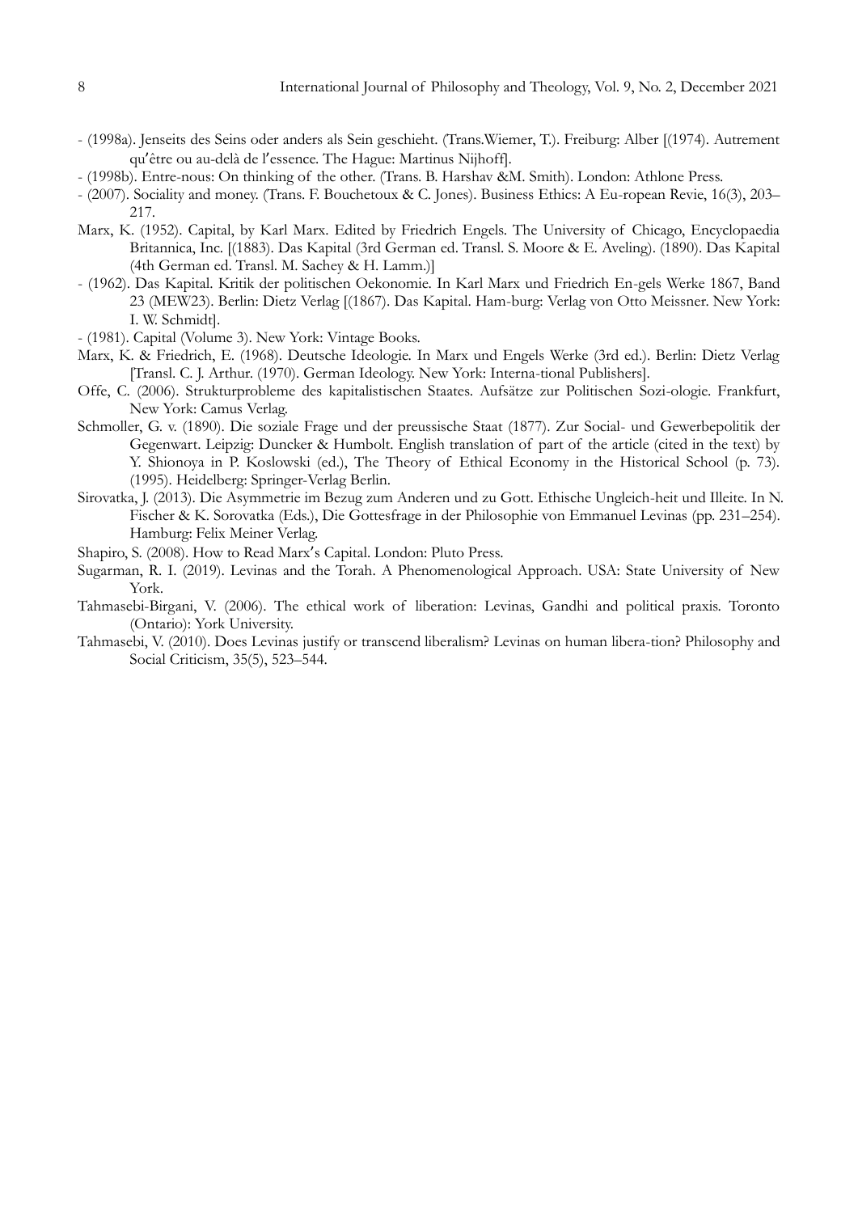- (1998a). Jenseits des Seins oder anders als Sein geschieht. (Trans.Wiemer, T.). Freiburg: Alber [(1974). Autrement qu'être ou au-delà de l'essence. The Hague: Martinus Nijhoff].

- (1998b). Entre-nous: On thinking of the other. (Trans. B. Harshav &M. Smith). London: Athlone Press.

- (2007). Sociality and money. (Trans. F. Bouchetoux & C. Jones). Business Ethics: A Eu-ropean Revie, 16(3), 203–217.

Marx, K. (1952). Capital, by Karl Marx. Edited by Friedrich Engels. The University of Chicago, Encyclopaedia Britannica, Inc. [(1883). Das Kapital (3rd German ed. Transl. S. Moore & E. Aveling). (1890). Das Kapital (4th German ed. Transl. M. Sachey & H. Lamm.)]

- (1962). Das Kapital. Kritik der politischen Oekonomie. In Karl Marx und Friedrich En-gels Werke 1867, Band 23 (MEW23). Berlin: Dietz Verlag [(1867). Das Kapital. Ham-burg: Verlag von Otto Meissner. New York: I. W. Schmidt].

- (1981). Capital (Volume 3). New York: Vintage Books.

Marx, K. & Friedrich, E. (1968). Deutsche Ideologie. In Marx und Engels Werke (3rd ed.). Berlin: Dietz Verlag [Transl. C. J. Arthur. (1970). German Ideology. New York: Interna-tional Publishers].

Offe, C. (2006). Strukturprobleme des kapitalistischen Staates. Aufsätze zur Politischen Sozi-ologie. Frankfurt, New York: Camus Verlag.

Schmoller, G. v. (1890). Die soziale Frage und der preussische Staat (1877). Zur Social- und Gewerbepolitik der Gegenwart. Leipzig: Duncker & Humbolt. English translation of part of the article (cited in the text) by Y. Shionoya in P. Koslowski (ed.), The Theory of Ethical Economy in the Historical School (p. 73). (1995). Heidelberg: Springer-Verlag Berlin.

Sirovatka, J. (2013). Die Asymmetrie im Bezug zum Anderen und zu Gott. Ethische Ungleich-heit und Illeite. In N. Fischer & K. Sorovatka (Eds.), Die Gottesfrage in der Philosophie von Emmanuel Levinas (pp. 231–254). Hamburg: Felix Meiner Verlag.

Shapiro, S. (2008). How to Read Marx's Capital. London: Pluto Press.

Sugarman, R. I. (2019). Levinas and the Torah. A Phenomenological Approach. USA: State University of New York.

Tahmasebi-Birgani, V. (2006). The ethical work of liberation: Levinas, Gandhi and political praxis. Toronto (Ontario): York University.

Tahmasebi, V. (2010). Does Levinas justify or transcend liberalism? Levinas on human libera-tion? Philosophy and Social Criticism, 35(5), 523–544.